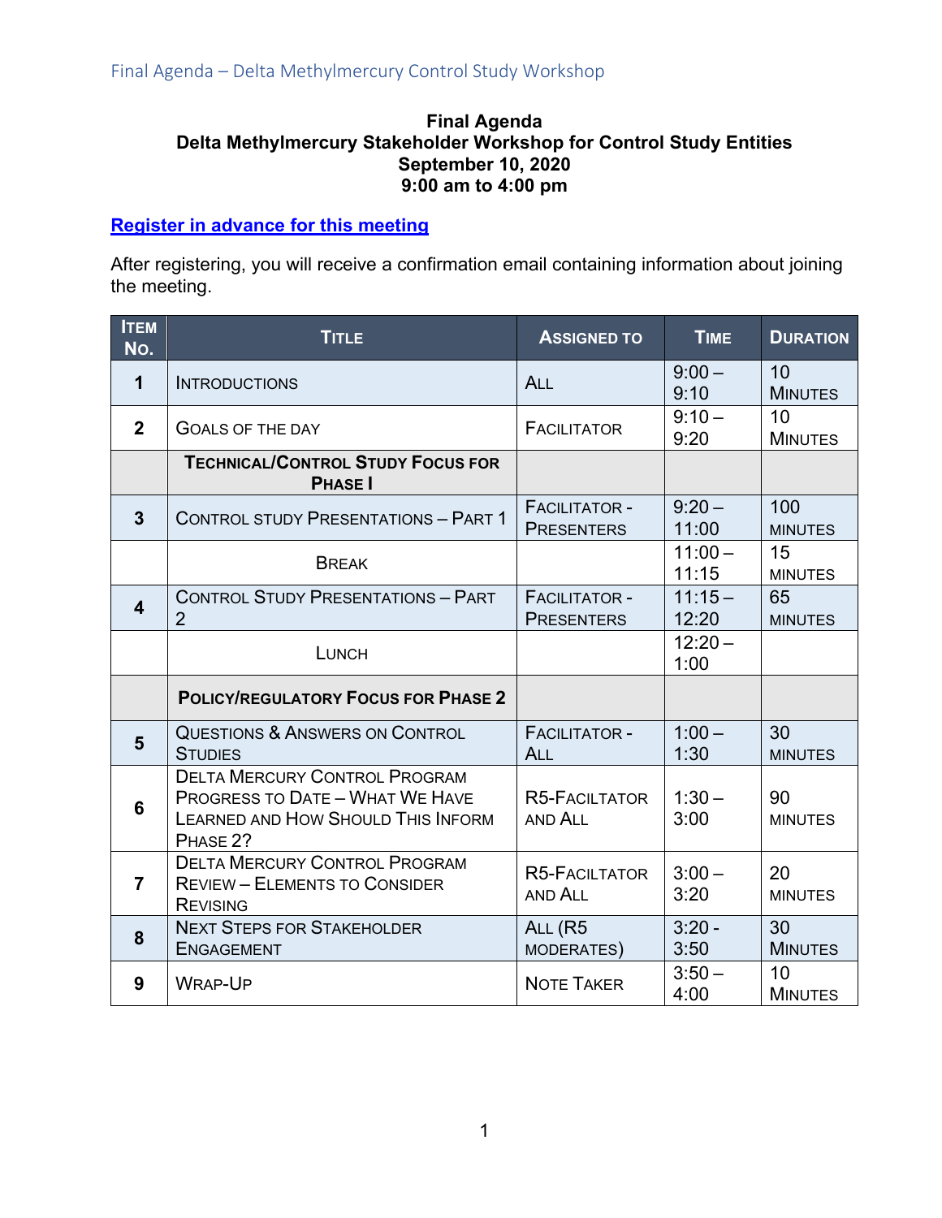**Final Agenda**
**Delta Methylmercury Stakeholder Workshop for Control Study Entities**
**September 10, 2020**
**9:00 am to 4:00 pm**

**[Register in advance for this meeting]**

After registering, you will receive a confirmation email containing information about joining the meeting.

| Item No. | Title | Assigned To | Time | Duration |
|---|---|---|---|---|
| 1 | Introductions | All | 9:00 – 9:10 | 10 Minutes |
| 2 | Goals of the Day | Facilitator | 9:10 – 9:20 | 10 Minutes |
| | **Technical/Control Study Focus for Phase I** | | | |
| 3 | Control study Presentations – Part 1 | Facilitator - Presenters | 9:20 – 11:00 | 100 minutes |
| | Break | | 11:00 – 11:15 | 15 minutes |
| 4 | Control Study Presentations – Part 2 | Facilitator - Presenters | 11:15 – 12:20 | 65 minutes |
| | Lunch | | 12:20 – 1:00 | |
| | **Policy/Regulatory Focus for Phase 2** | | | |
| 5 | Questions & Answers on Control Studies | Facilitator - All | 1:00 – 1:30 | 30 minutes |
| 6 | Delta Mercury Control Program Progress to Date – What We Have Learned and How Should This Inform Phase 2? | R5-Facilitator and All | 1:30 – 3:00 | 90 minutes |
| 7 | Delta Mercury Control Program Review – Elements to Consider Revising | R5-Facilitator and All | 3:00 – 3:20 | 20 minutes |
| 8 | Next Steps for Stakeholder Engagement | All (R5 moderates) | 3:20 - 3:50 | 30 Minutes |
| 9 | Wrap-Up | Note Taker | 3:50 – 4:00 | 10 Minutes |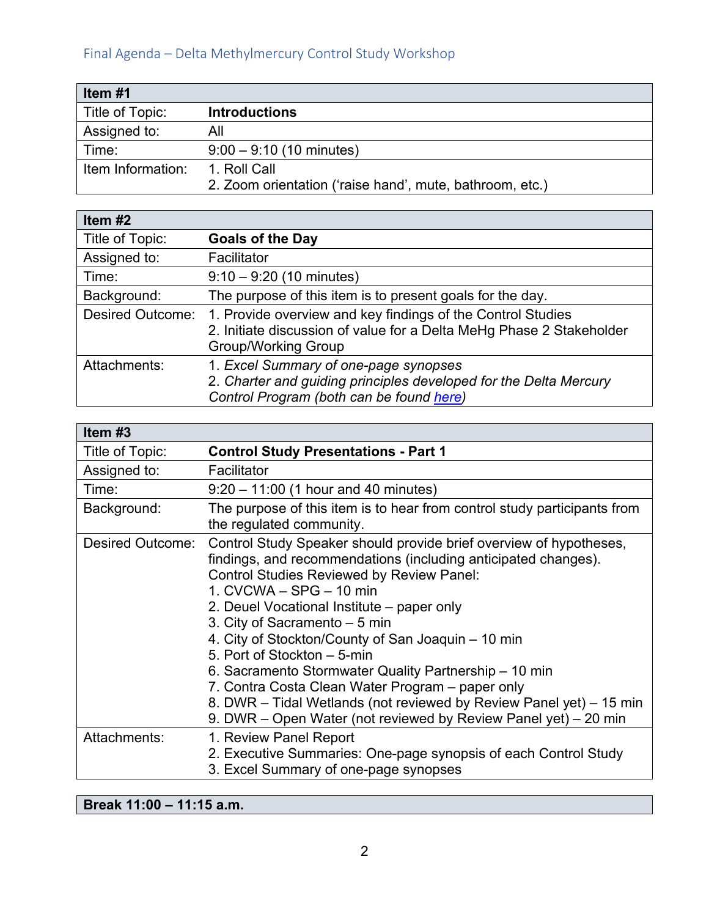Final Agenda – Delta Methylmercury Control Study Workshop

| Item #1 | |
|---|---|
| Title of Topic: | **Introductions** |
| Assigned to: | All |
| Time: | 9:00 – 9:10 (10 minutes) |
| Item Information: | 1. Roll Call<br>2. Zoom orientation ('raise hand', mute, bathroom, etc.) |

| Item #2 | |
|---|---|
| Title of Topic: | **Goals of the Day** |
| Assigned to: | Facilitator |
| Time: | 9:10 – 9:20 (10 minutes) |
| Background: | The purpose of this item is to present goals for the day. |
| Desired Outcome: | 1. Provide overview and key findings of the Control Studies<br>2. Initiate discussion of value for a Delta MeHg Phase 2 Stakeholder Group/Working Group |
| Attachments: | 1. *Excel Summary of one-page synopses*<br>2. *Charter and guiding principles developed for the Delta Mercury Control Program (both can be found here)* |

| Item #3 | |
|---|---|
| Title of Topic: | **Control Study Presentations - Part 1** |
| Assigned to: | Facilitator |
| Time: | 9:20 – 11:00 (1 hour and 40 minutes) |
| Background: | The purpose of this item is to hear from control study participants from the regulated community. |
| Desired Outcome: | Control Study Speaker should provide brief overview of hypotheses, findings, and recommendations (including anticipated changes).<br>Control Studies Reviewed by Review Panel:<br>1. CVCWA – SPG – 10 min<br>2. Deuel Vocational Institute – paper only<br>3. City of Sacramento – 5 min<br>4. City of Stockton/County of San Joaquin – 10 min<br>5. Port of Stockton – 5-min<br>6. Sacramento Stormwater Quality Partnership – 10 min<br>7. Contra Costa Clean Water Program – paper only<br>8. DWR – Tidal Wetlands (not reviewed by Review Panel yet) – 15 min<br>9. DWR – Open Water (not reviewed by Review Panel yet) – 20 min |
| Attachments: | 1. Review Panel Report<br>2. Executive Summaries: One-page synopsis of each Control Study<br>3. Excel Summary of one-page synopses |

| Break 11:00 – 11:15 a.m. |
|---|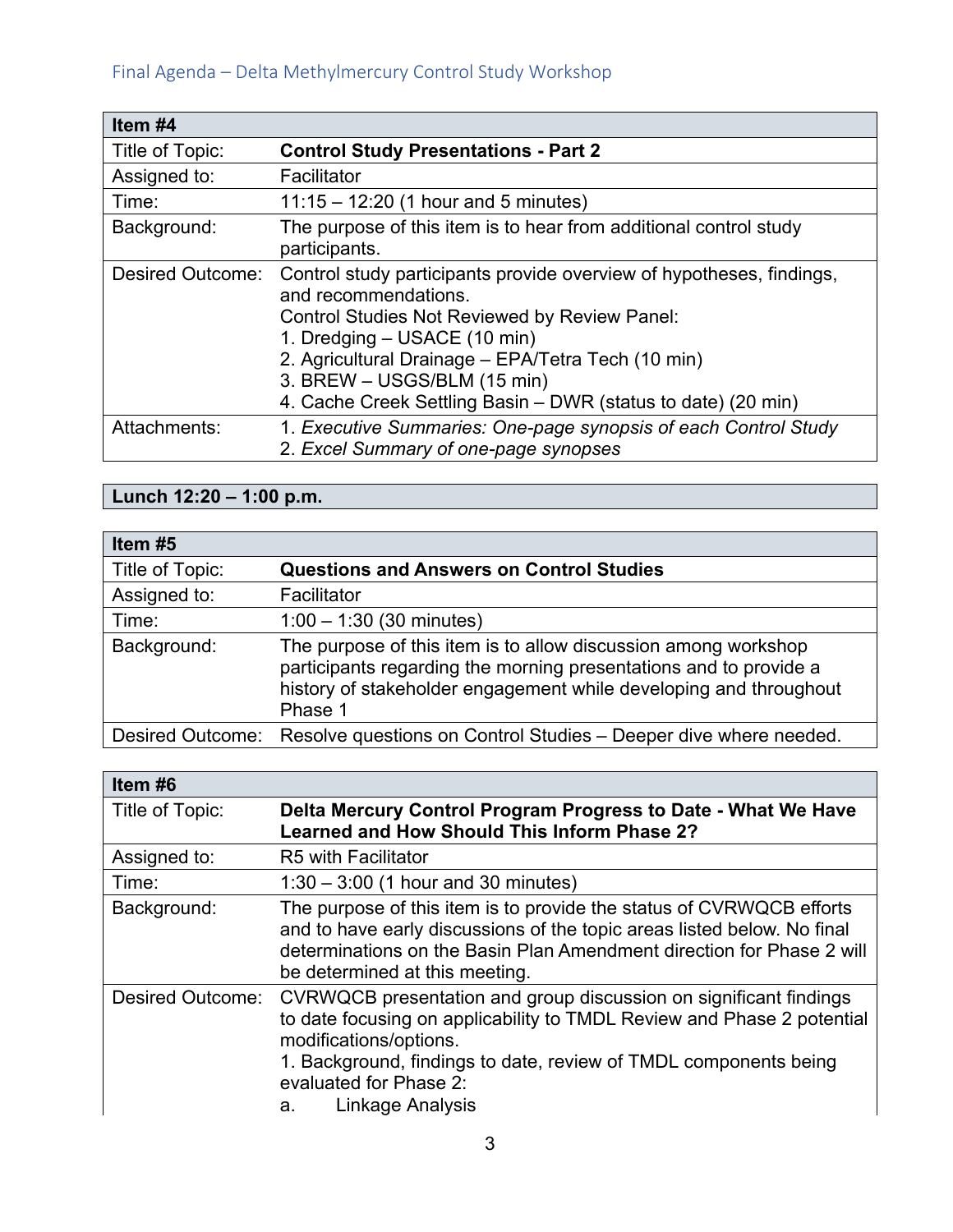| Item #4 | |
|---|---|
| Title of Topic: | **Control Study Presentations - Part 2** |
| Assigned to: | Facilitator |
| Time: | 11:15 – 12:20 (1 hour and 5 minutes) |
| Background: | The purpose of this item is to hear from additional control study participants. |
| Desired Outcome: | Control study participants provide overview of hypotheses, findings, and recommendations.<br>Control Studies Not Reviewed by Review Panel:<br>1. Dredging – USACE (10 min)<br>2. Agricultural Drainage – EPA/Tetra Tech (10 min)<br>3. BREW – USGS/BLM (15 min)<br>4. Cache Creek Settling Basin – DWR (status to date) (20 min) |
| Attachments: | 1. *Executive Summaries: One-page synopsis of each Control Study*<br>2. *Excel Summary of one-page synopses* |

**Lunch 12:20 – 1:00 p.m.**

| Item #5 | |
|---|---|
| Title of Topic: | **Questions and Answers on Control Studies** |
| Assigned to: | Facilitator |
| Time: | 1:00 – 1:30 (30 minutes) |
| Background: | The purpose of this item is to allow discussion among workshop participants regarding the morning presentations and to provide a history of stakeholder engagement while developing and throughout Phase 1 |
| Desired Outcome: | Resolve questions on Control Studies – Deeper dive where needed. |

| Item #6 | |
|---|---|
| Title of Topic: | **Delta Mercury Control Program Progress to Date - What We Have Learned and How Should This Inform Phase 2?** |
| Assigned to: | R5 with Facilitator |
| Time: | 1:30 – 3:00 (1 hour and 30 minutes) |
| Background: | The purpose of this item is to provide the status of CVRWQCB efforts and to have early discussions of the topic areas listed below. No final determinations on the Basin Plan Amendment direction for Phase 2 will be determined at this meeting. |
| Desired Outcome: | CVRWQCB presentation and group discussion on significant findings to date focusing on applicability to TMDL Review and Phase 2 potential modifications/options.<br>1. Background, findings to date, review of TMDL components being evaluated for Phase 2:<br>a. Linkage Analysis |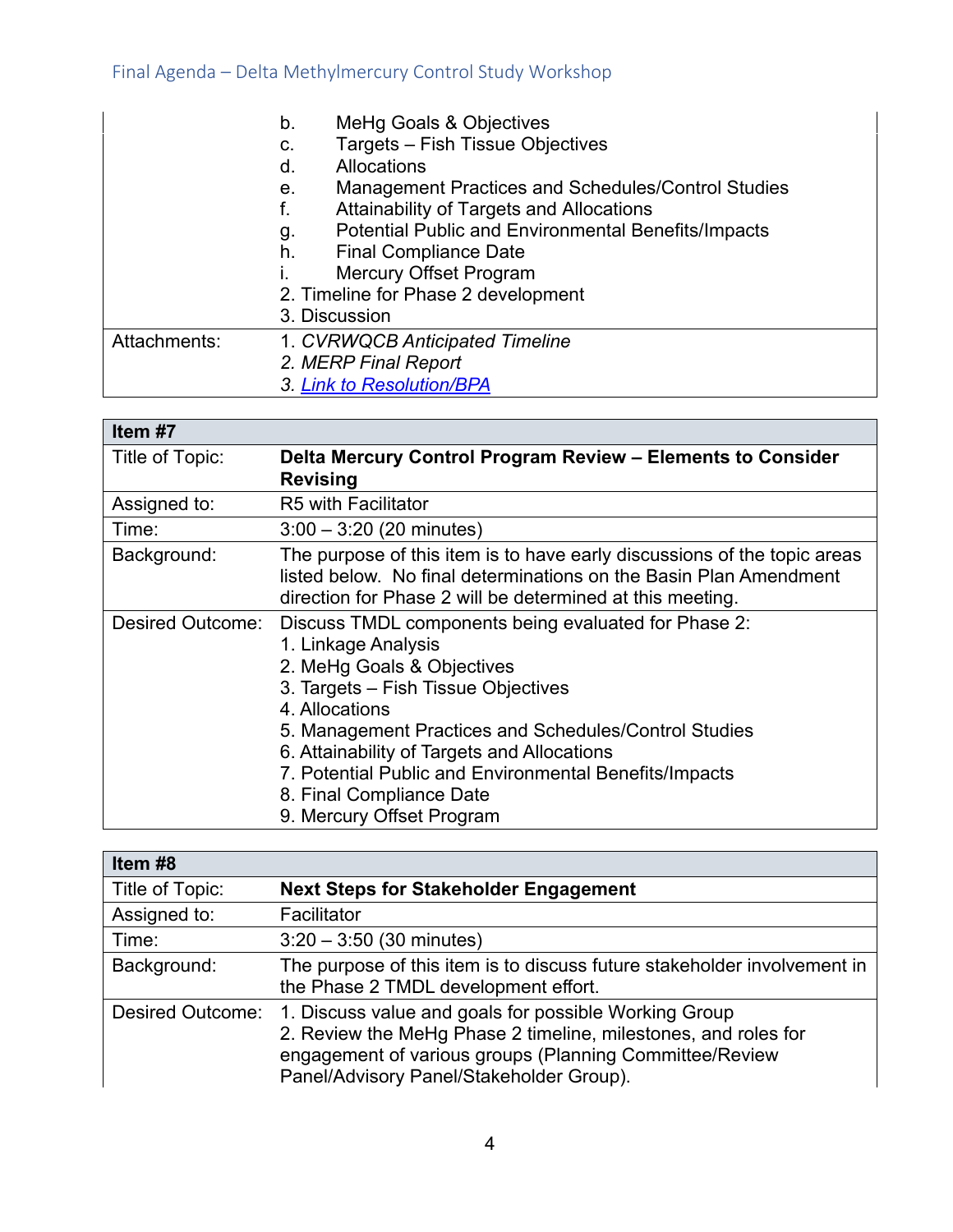| | |
|---|---|
| | b. MeHg Goals & Objectives<br>c. Targets – Fish Tissue Objectives<br>d. Allocations<br>e. Management Practices and Schedules/Control Studies<br>f. Attainability of Targets and Allocations<br>g. Potential Public and Environmental Benefits/Impacts<br>h. Final Compliance Date<br>i. Mercury Offset Program<br>2. Timeline for Phase 2 development<br>3. Discussion |
| Attachments: | 1. *CVRWQCB Anticipated Timeline*<br>*2. MERP Final Report*<br>*3. Link to Resolution/BPA* |

| **Item #7** | |
|---|---|
| Title of Topic: | **Delta Mercury Control Program Review – Elements to Consider Revising** |
| Assigned to: | R5 with Facilitator |
| Time: | 3:00 – 3:20 (20 minutes) |
| Background: | The purpose of this item is to have early discussions of the topic areas listed below. No final determinations on the Basin Plan Amendment direction for Phase 2 will be determined at this meeting. |
| Desired Outcome: | Discuss TMDL components being evaluated for Phase 2:<br>1. Linkage Analysis<br>2. MeHg Goals & Objectives<br>3. Targets – Fish Tissue Objectives<br>4. Allocations<br>5. Management Practices and Schedules/Control Studies<br>6. Attainability of Targets and Allocations<br>7. Potential Public and Environmental Benefits/Impacts<br>8. Final Compliance Date<br>9. Mercury Offset Program |

| **Item #8** | |
|---|---|
| Title of Topic: | **Next Steps for Stakeholder Engagement** |
| Assigned to: | Facilitator |
| Time: | 3:20 – 3:50 (30 minutes) |
| Background: | The purpose of this item is to discuss future stakeholder involvement in the Phase 2 TMDL development effort. |
| Desired Outcome: | 1. Discuss value and goals for possible Working Group<br>2. Review the MeHg Phase 2 timeline, milestones, and roles for engagement of various groups (Planning Committee/Review Panel/Advisory Panel/Stakeholder Group). |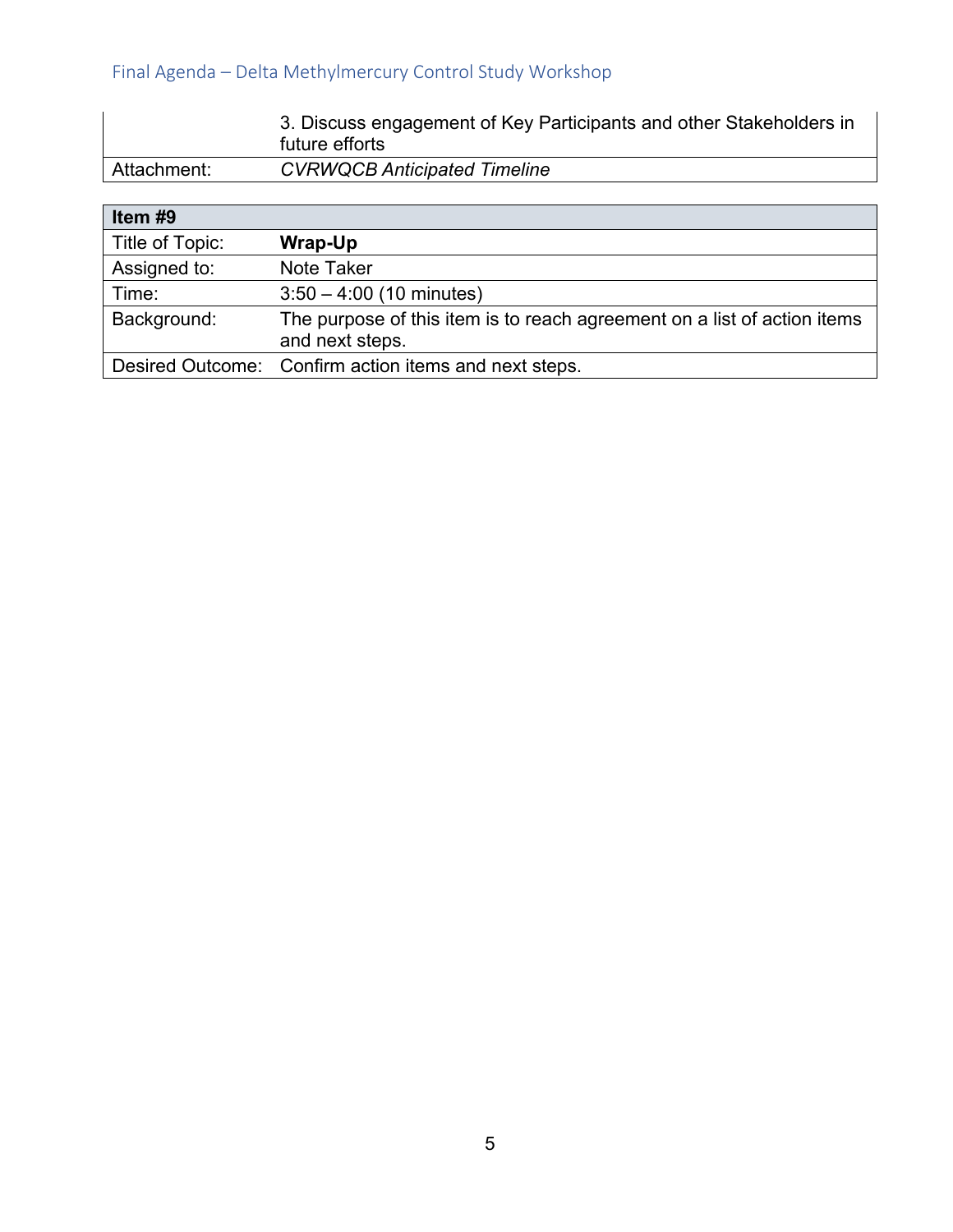| | |
|---|---|
| | 3. Discuss engagement of Key Participants and other Stakeholders in future efforts |
| Attachment: | *CVRWQCB Anticipated Timeline* |

| **Item #9** | |
|---|---|
| Title of Topic: | **Wrap-Up** |
| Assigned to: | Note Taker |
| Time: | 3:50 – 4:00 (10 minutes) |
| Background: | The purpose of this item is to reach agreement on a list of action items and next steps. |
| Desired Outcome: | Confirm action items and next steps. |